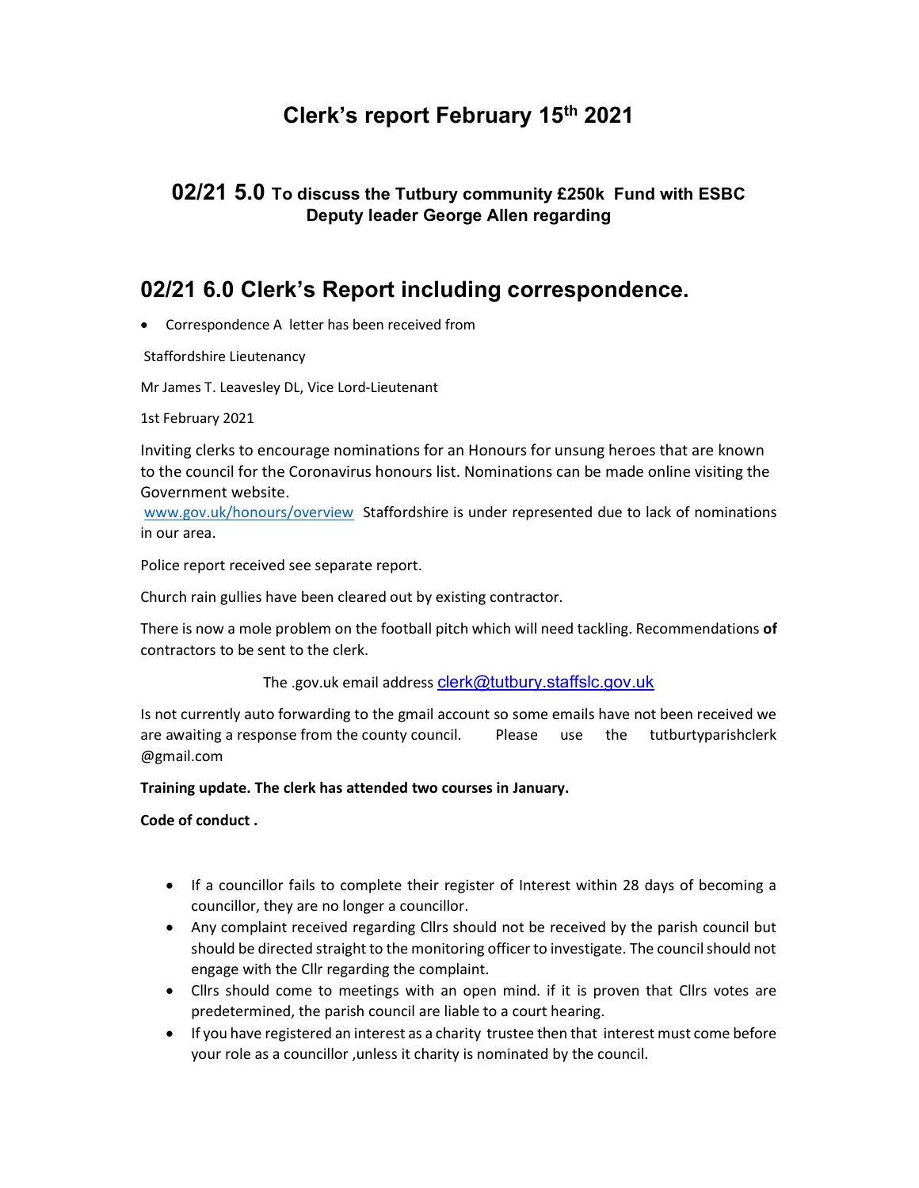# Clerk's report February 15th 2021

## 02/21 5.0 To discuss the Tutbury community £250k Fund with ESBC Deputy leader George Allen regarding

## 02/21 6.0 Clerk's Report including correspondence.

- Correspondence A letter has been received from

Staffordshire Lieutenancy

Mr James T. Leavesley DL, Vice Lord-Lieutenant

1st February 2021

Inviting clerks to encourage nominations for an Honours for unsung heroes that are known to the council for the Coronavirus honours list. Nominations can be made online visiting the Government website.
www.gov.uk/honours/overview Staffordshire is under represented due to lack of nominations in our area.

Police report received see separate report.

Church rain gullies have been cleared out by existing contractor.

There is now a mole problem on the football pitch which will need tackling. Recommendations **of** contractors to be sent to the clerk.

The .gov.uk email address clerk@tutbury.staffslc.gov.uk

Is not currently auto forwarding to the gmail account so some emails have not been received we are awaiting a response from the county council. Please use the tutburtyparishclerk @gmail.com

**Training update. The clerk has attended two courses in January.**

**Code of conduct .**

- If a councillor fails to complete their register of Interest within 28 days of becoming a councillor, they are no longer a councillor.
- Any complaint received regarding Cllrs should not be received by the parish council but should be directed straight to the monitoring officer to investigate. The council should not engage with the Cllr regarding the complaint.
- Cllrs should come to meetings with an open mind. if it is proven that Cllrs votes are predetermined, the parish council are liable to a court hearing.
- If you have registered an interest as a charity trustee then that interest must come before your role as a councillor ,unless it charity is nominated by the council.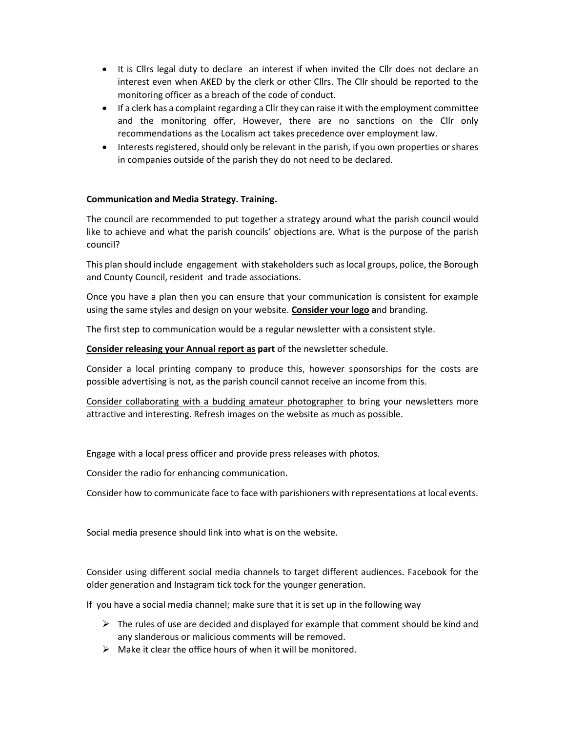- It is Cllrs legal duty to declare an interest if when invited the Cllr does not declare an interest even when AKED by the clerk or other Cllrs. The Cllr should be reported to the monitoring officer as a breach of the code of conduct.
- If a clerk has a complaint regarding a Cllr they can raise it with the employment committee and the monitoring offer, However, there are no sanctions on the Cllr only recommendations as the Localism act takes precedence over employment law.
- Interests registered, should only be relevant in the parish, if you own properties or shares in companies outside of the parish they do not need to be declared.

**Communication and Media Strategy. Training.**

The council are recommended to put together a strategy around what the parish council would like to achieve and what the parish councils' objections are. What is the purpose of the parish council?

This plan should include engagement with stakeholders such as local groups, police, the Borough and County Council, resident and trade associations.

Once you have a plan then you can ensure that your communication is consistent for example using the same styles and design on your website. **<u>Consider your logo</u> a**nd branding.

The first step to communication would be a regular newsletter with a consistent style.

**<u>Consider releasing your Annual report as</u> part** of the newsletter schedule.

Consider a local printing company to produce this, however sponsorships for the costs are possible advertising is not, as the parish council cannot receive an income from this.

<u>Consider collaborating with a budding amateur photographer</u> to bring your newsletters more attractive and interesting. Refresh images on the website as much as possible.

Engage with a local press officer and provide press releases with photos.

Consider the radio for enhancing communication.

Consider how to communicate face to face with parishioners with representations at local events.

Social media presence should link into what is on the website.

Consider using different social media channels to target different audiences. Facebook for the older generation and Instagram tick tock for the younger generation.

If you have a social media channel; make sure that it is set up in the following way

- The rules of use are decided and displayed for example that comment should be kind and any slanderous or malicious comments will be removed.
- Make it clear the office hours of when it will be monitored.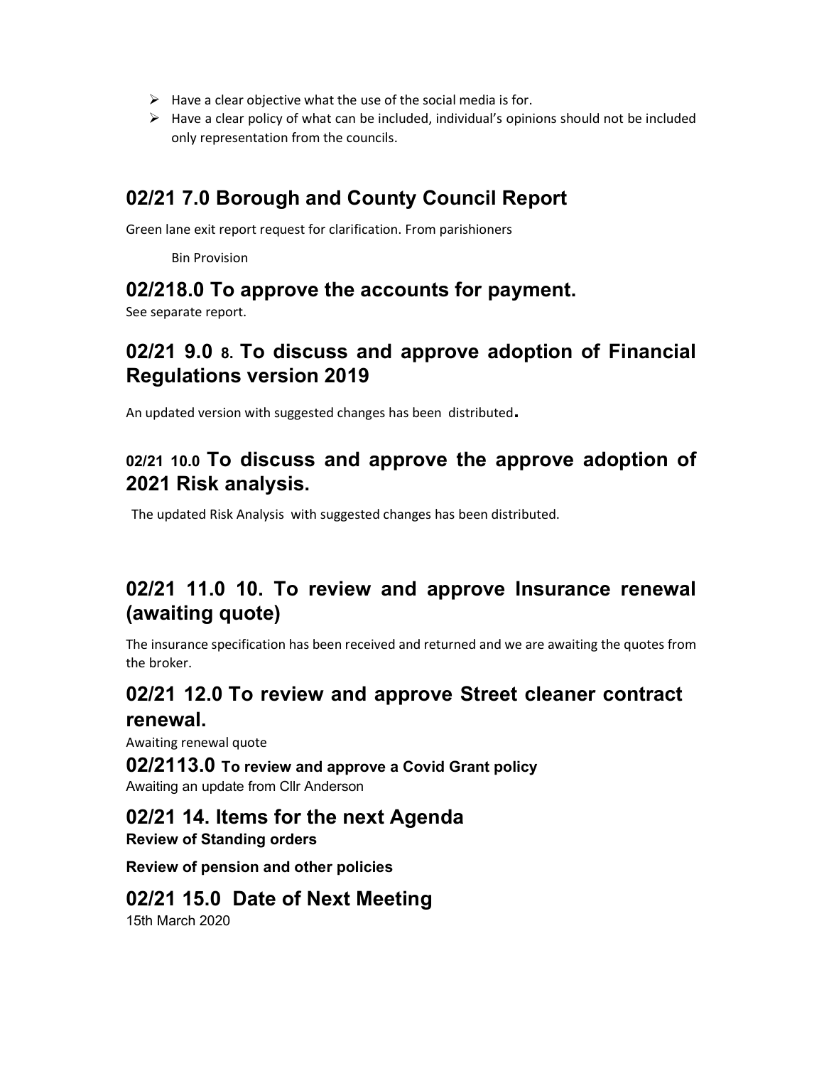- Have a clear objective what the use of the social media is for.
- Have a clear policy of what can be included, individual's opinions should not be included only representation from the councils.

## 02/21 7.0 Borough and County Council Report

Green lane exit report request for clarification. From parishioners

Bin Provision

## 02/218.0 To approve the accounts for payment.

See separate report.

## 02/21 9.0 8. To discuss and approve adoption of Financial Regulations version 2019

An updated version with suggested changes has been distributed.

## 02/21 10.0 To discuss and approve the approve adoption of 2021 Risk analysis.

The updated Risk Analysis with suggested changes has been distributed.

## 02/21 11.0 10. To review and approve Insurance renewal (awaiting quote)

The insurance specification has been received and returned and we are awaiting the quotes from the broker.

## 02/21 12.0 To review and approve Street cleaner contract renewal.

Awaiting renewal quote

## 02/2113.0 To review and approve a Covid Grant policy

Awaiting an update from Cllr Anderson

## 02/21 14. Items for the next Agenda

**Review of Standing orders**

**Review of pension and other policies**

## 02/21 15.0 Date of Next Meeting

15th March 2020